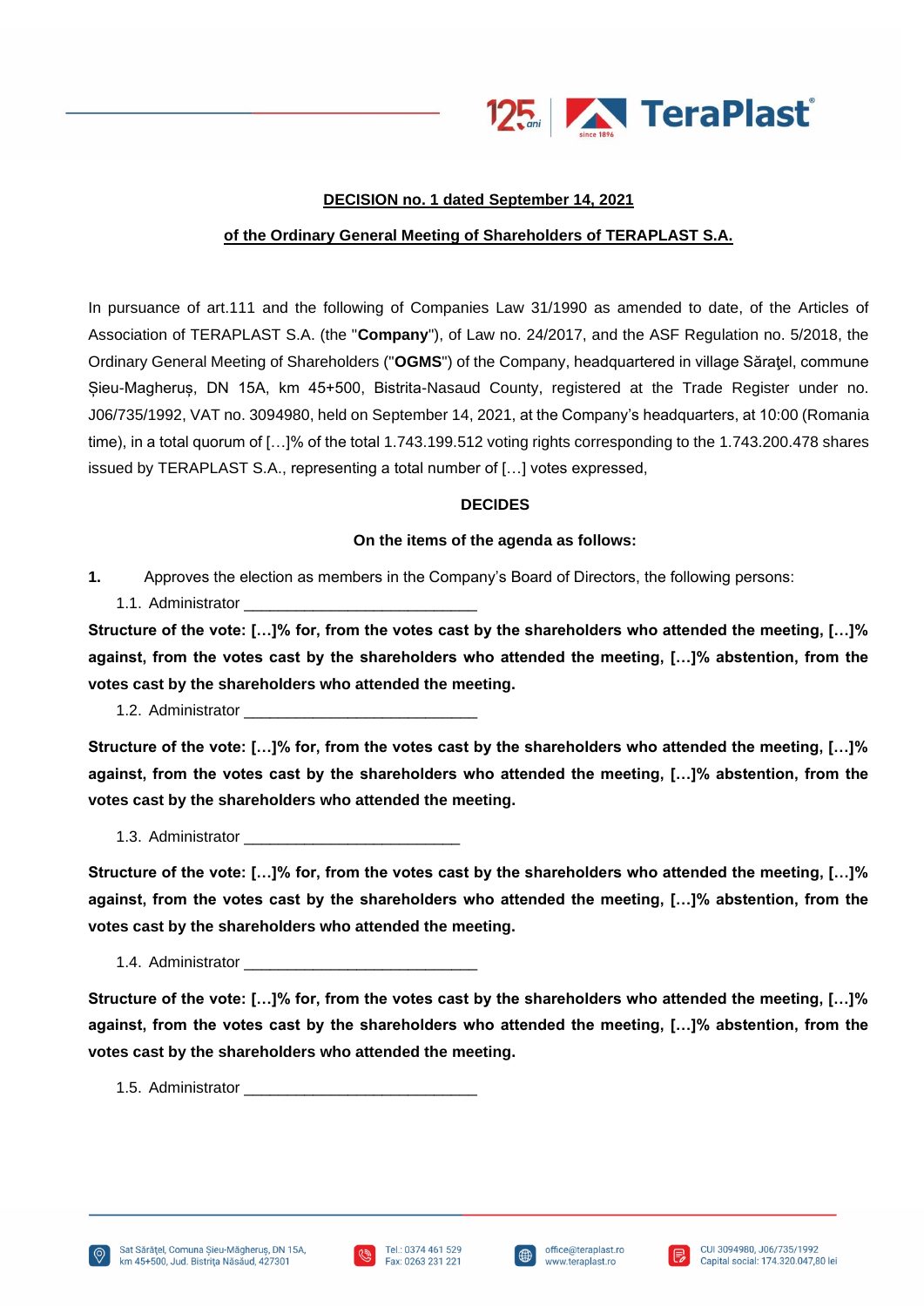**DECISION no. 1 dated September 14, 2021**

**of the Ordinary General Meeting of Shareholders of TERAPLAST S.A.**

In pursuance of art.111 and the following of Companies Law 31/1990 as amended to date, of the Articles of Association of TERAPLAST S.A. (the "**Company**"), of Law no. 24/2017, and the ASF Regulation no. 5/2018, the Ordinary General Meeting of Shareholders ("**OGMS**") of the Company, headquartered in village Săraţel, commune Șieu-Magheruș, DN 15A, km 45+500, Bistrita-Nasaud County, registered at the Trade Register under no. J06/735/1992, VAT no. 3094980, held on September 14, 2021, at the Company's headquarters, at 10:00 (Romania time), in a total quorum of […]% of the total 1.743.199.512 voting rights corresponding to the 1.743.200.478 shares issued by TERAPLAST S.A., representing a total number of […] votes expressed,

**DECIDES**

**On the items of the agenda as follows:**

**1.** Approves the election as members in the Company's Board of Directors, the following persons:

1.1. Administrator ___________________________

**Structure of the vote: […]% for, from the votes cast by the shareholders who attended the meeting, […]% against, from the votes cast by the shareholders who attended the meeting, […]% abstention, from the votes cast by the shareholders who attended the meeting.**

1.2. Administrator ___________________________

**Structure of the vote: […]% for, from the votes cast by the shareholders who attended the meeting, […]% against, from the votes cast by the shareholders who attended the meeting, […]% abstention, from the votes cast by the shareholders who attended the meeting.**

1.3. Administrator _________________________

**Structure of the vote: […]% for, from the votes cast by the shareholders who attended the meeting, […]% against, from the votes cast by the shareholders who attended the meeting, […]% abstention, from the votes cast by the shareholders who attended the meeting.**

1.4. Administrator ___________________________

**Structure of the vote: […]% for, from the votes cast by the shareholders who attended the meeting, […]% against, from the votes cast by the shareholders who attended the meeting, […]% abstention, from the votes cast by the shareholders who attended the meeting.**

1.5. Administrator ___________________________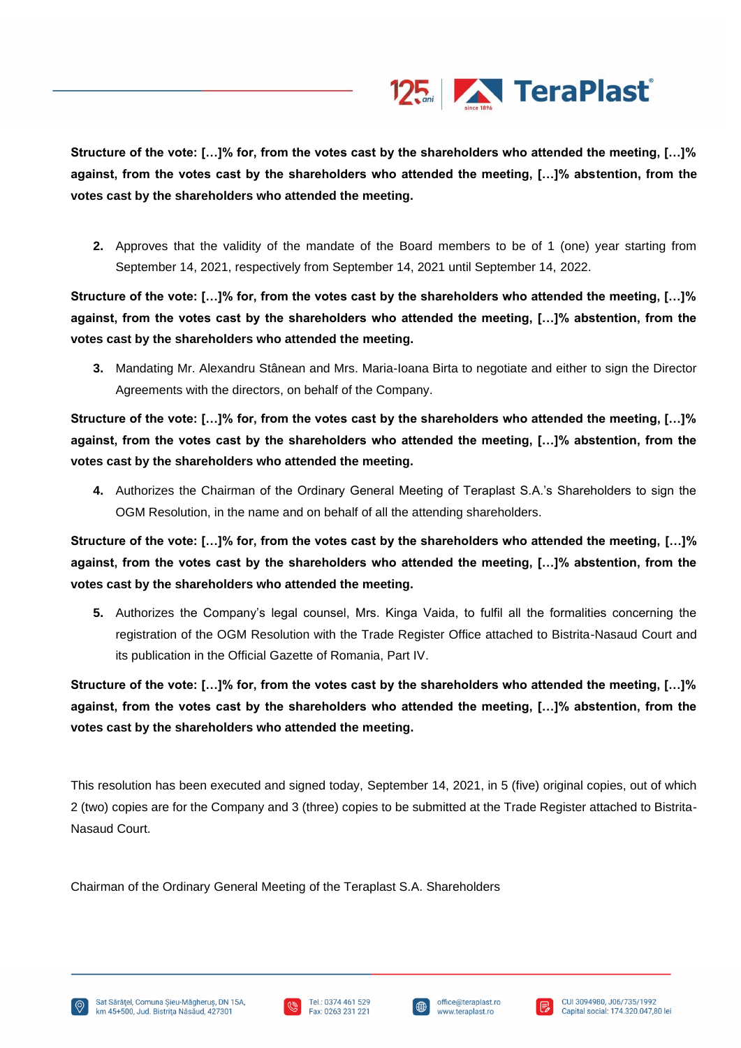**Structure of the vote: […]% for, from the votes cast by the shareholders who attended the meeting, […]% against, from the votes cast by the shareholders who attended the meeting, […]% abstention, from the votes cast by the shareholders who attended the meeting.**

2. Approves that the validity of the mandate of the Board members to be of 1 (one) year starting from September 14, 2021, respectively from September 14, 2021 until September 14, 2022.

**Structure of the vote: […]% for, from the votes cast by the shareholders who attended the meeting, […]% against, from the votes cast by the shareholders who attended the meeting, […]% abstention, from the votes cast by the shareholders who attended the meeting.**

3. Mandating Mr. Alexandru Stânean and Mrs. Maria-Ioana Birta to negotiate and either to sign the Director Agreements with the directors, on behalf of the Company.

**Structure of the vote: […]% for, from the votes cast by the shareholders who attended the meeting, […]% against, from the votes cast by the shareholders who attended the meeting, […]% abstention, from the votes cast by the shareholders who attended the meeting.**

4. Authorizes the Chairman of the Ordinary General Meeting of Teraplast S.A.'s Shareholders to sign the OGM Resolution, in the name and on behalf of all the attending shareholders.

**Structure of the vote: […]% for, from the votes cast by the shareholders who attended the meeting, […]% against, from the votes cast by the shareholders who attended the meeting, […]% abstention, from the votes cast by the shareholders who attended the meeting.**

5. Authorizes the Company's legal counsel, Mrs. Kinga Vaida, to fulfil all the formalities concerning the registration of the OGM Resolution with the Trade Register Office attached to Bistrita-Nasaud Court and its publication in the Official Gazette of Romania, Part IV.

**Structure of the vote: […]% for, from the votes cast by the shareholders who attended the meeting, […]% against, from the votes cast by the shareholders who attended the meeting, […]% abstention, from the votes cast by the shareholders who attended the meeting.**

This resolution has been executed and signed today, September 14, 2021, in 5 (five) original copies, out of which 2 (two) copies are for the Company and 3 (three) copies to be submitted at the Trade Register attached to Bistrita-Nasaud Court.

Chairman of the Ordinary General Meeting of the Teraplast S.A. Shareholders